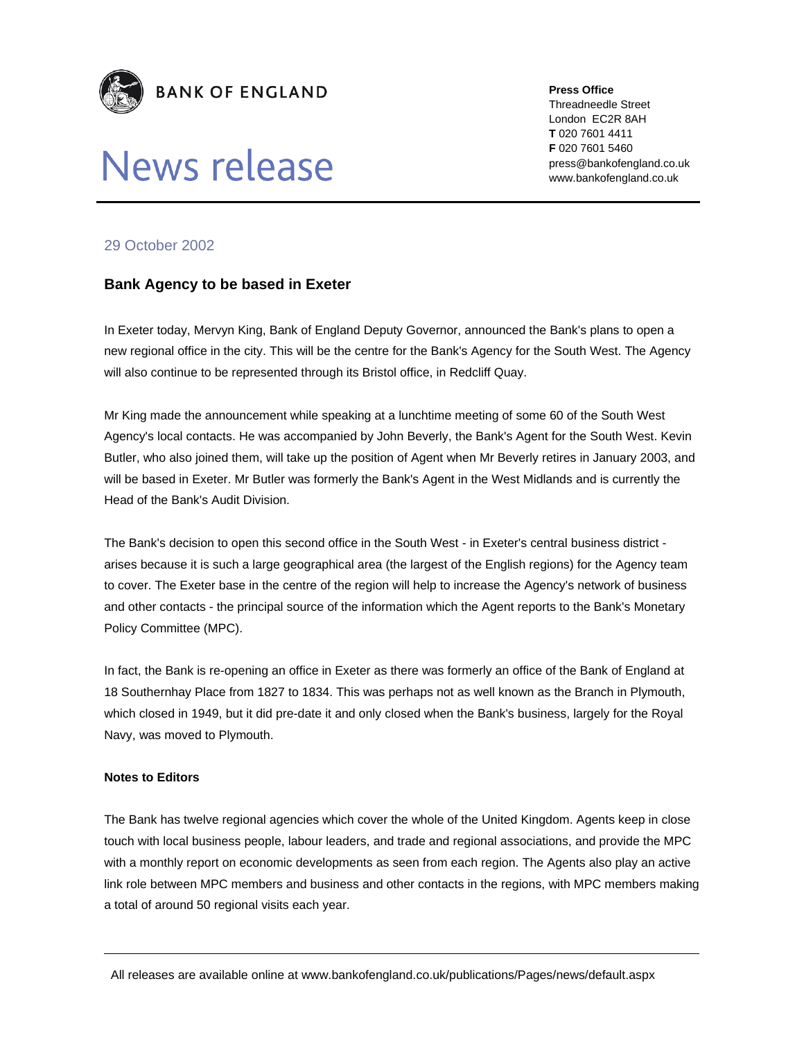BANK OF ENGLAND

# News release

**Press Office**
Threadneedle Street
London EC2R 8AH
**T** 020 7601 4411
**F** 020 7601 5460
press@bankofengland.co.uk
www.bankofengland.co.uk

29 October 2002

## Bank Agency to be based in Exeter

In Exeter today, Mervyn King, Bank of England Deputy Governor, announced the Bank's plans to open a new regional office in the city. This will be the centre for the Bank's Agency for the South West. The Agency will also continue to be represented through its Bristol office, in Redcliff Quay.

Mr King made the announcement while speaking at a lunchtime meeting of some 60 of the South West Agency's local contacts. He was accompanied by John Beverly, the Bank's Agent for the South West. Kevin Butler, who also joined them, will take up the position of Agent when Mr Beverly retires in January 2003, and will be based in Exeter. Mr Butler was formerly the Bank's Agent in the West Midlands and is currently the Head of the Bank's Audit Division.

The Bank's decision to open this second office in the South West - in Exeter's central business district - arises because it is such a large geographical area (the largest of the English regions) for the Agency team to cover. The Exeter base in the centre of the region will help to increase the Agency's network of business and other contacts - the principal source of the information which the Agent reports to the Bank's Monetary Policy Committee (MPC).

In fact, the Bank is re-opening an office in Exeter as there was formerly an office of the Bank of England at 18 Southernhay Place from 1827 to 1834. This was perhaps not as well known as the Branch in Plymouth, which closed in 1949, but it did pre-date it and only closed when the Bank's business, largely for the Royal Navy, was moved to Plymouth.

**Notes to Editors**

The Bank has twelve regional agencies which cover the whole of the United Kingdom. Agents keep in close touch with local business people, labour leaders, and trade and regional associations, and provide the MPC with a monthly report on economic developments as seen from each region. The Agents also play an active link role between MPC members and business and other contacts in the regions, with MPC members making a total of around 50 regional visits each year.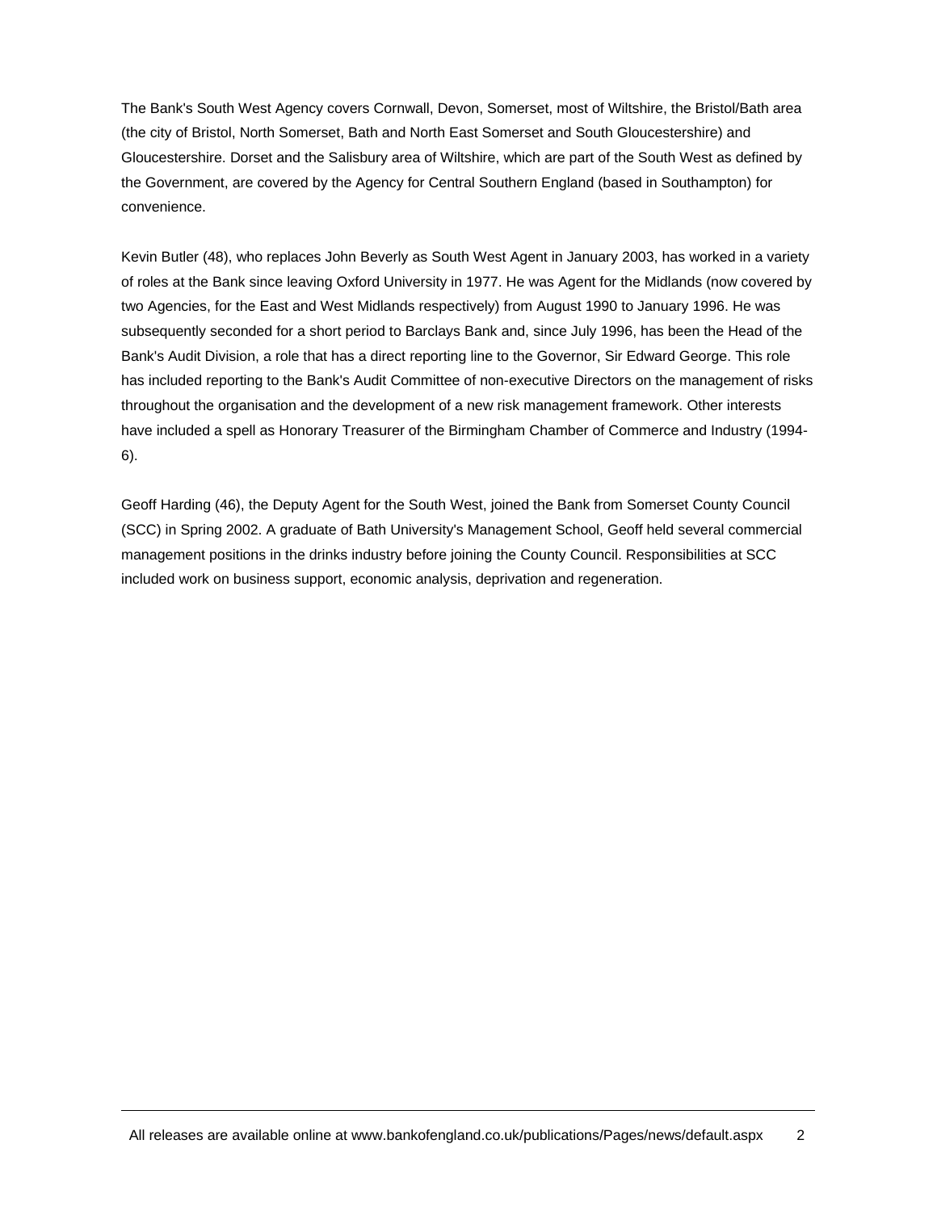The Bank's South West Agency covers Cornwall, Devon, Somerset, most of Wiltshire, the Bristol/Bath area (the city of Bristol, North Somerset, Bath and North East Somerset and South Gloucestershire) and Gloucestershire. Dorset and the Salisbury area of Wiltshire, which are part of the South West as defined by the Government, are covered by the Agency for Central Southern England (based in Southampton) for convenience.

Kevin Butler (48), who replaces John Beverly as South West Agent in January 2003, has worked in a variety of roles at the Bank since leaving Oxford University in 1977. He was Agent for the Midlands (now covered by two Agencies, for the East and West Midlands respectively) from August 1990 to January 1996. He was subsequently seconded for a short period to Barclays Bank and, since July 1996, has been the Head of the Bank's Audit Division, a role that has a direct reporting line to the Governor, Sir Edward George. This role has included reporting to the Bank's Audit Committee of non-executive Directors on the management of risks throughout the organisation and the development of a new risk management framework. Other interests have included a spell as Honorary Treasurer of the Birmingham Chamber of Commerce and Industry (1994-6).

Geoff Harding (46), the Deputy Agent for the South West, joined the Bank from Somerset County Council (SCC) in Spring 2002. A graduate of Bath University's Management School, Geoff held several commercial management positions in the drinks industry before joining the County Council. Responsibilities at SCC included work on business support, economic analysis, deprivation and regeneration.